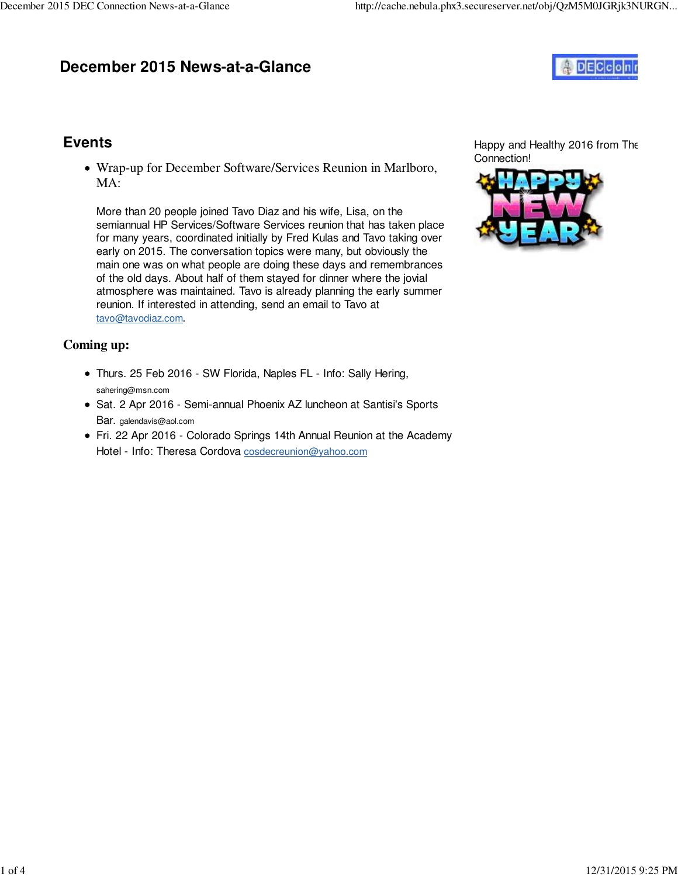# December 2015 News-at-a-Glance

## Events

- Wrap-up for December Software/Services Reunion in Marlboro, MA:

  More than 20 people joined Tavo Diaz and his wife, Lisa, on the semiannual HP Services/Software Services reunion that has taken place for many years, coordinated initially by Fred Kulas and Tavo taking over early on 2015. The conversation topics were many, but obviously the main one was on what people are doing these days and remembrances of the old days. About half of them stayed for dinner where the jovial atmosphere was maintained. Tavo is already planning the early summer reunion. If interested in attending, send an email to Tavo at tavo@tavodiaz.com.

### Coming up:

- Thurs. 25 Feb 2016 - SW Florida, Naples FL - Info: Sally Hering, sahering@msn.com
- Sat. 2 Apr 2016 - Semi-annual Phoenix AZ luncheon at Santisi's Sports Bar. galendavis@aol.com
- Fri. 22 Apr 2016 - Colorado Springs 14th Annual Reunion at the Academy Hotel - Info: Theresa Cordova cosdecreunion@yahoo.com

Happy and Healthy 2016 from The Connection!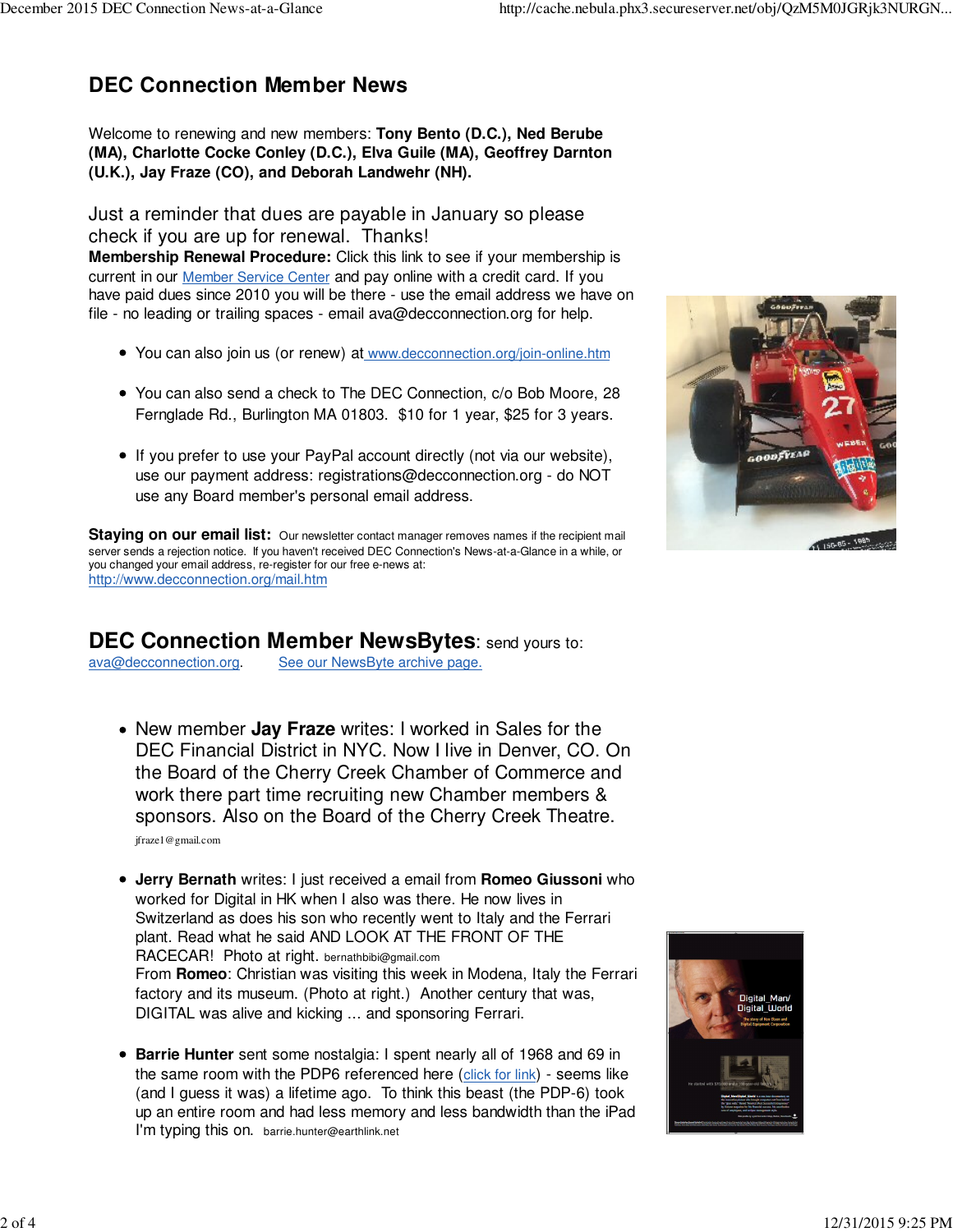## DEC Connection Member News

Welcome to renewing and new members: **Tony Bento (D.C.), Ned Berube (MA), Charlotte Cocke Conley (D.C.), Elva Guile (MA), Geoffrey Darnton (U.K.), Jay Fraze (CO), and Deborah Landwehr (NH).**

Just a reminder that dues are payable in January so please check if you are up for renewal. Thanks!

**Membership Renewal Procedure:** Click this link to see if your membership is current in our Member Service Center and pay online with a credit card. If you have paid dues since 2010 you will be there - use the email address we have on file - no leading or trailing spaces - email ava@decconnection.org for help.

- You can also join us (or renew) at www.decconnection.org/join-online.htm
- You can also send a check to The DEC Connection, c/o Bob Moore, 28 Fernglade Rd., Burlington MA 01803. $10 for 1 year, $25 for 3 years.
- If you prefer to use your PayPal account directly (not via our website), use our payment address: registrations@decconnection.org - do NOT use any Board member's personal email address.

**Staying on our email list:** Our newsletter contact manager removes names if the recipient mail server sends a rejection notice. If you haven't received DEC Connection's News-at-a-Glance in a while, or you changed your email address, re-register for our free e-news at: http://www.decconnection.org/mail.htm

## DEC Connection Member NewsBytes: send yours to:

ava@decconnection.org. See our NewsByte archive page.

- New member **Jay Fraze** writes: I worked in Sales for the DEC Financial District in NYC. Now I live in Denver, CO. On the Board of the Cherry Creek Chamber of Commerce and work there part time recruiting new Chamber members & sponsors. Also on the Board of the Cherry Creek Theatre.

  jfraze1@gmail.com

- **Jerry Bernath** writes: I just received a email from **Romeo Giussoni** who worked for Digital in HK when I also was there. He now lives in Switzerland as does his son who recently went to Italy and the Ferrari plant. Read what he said AND LOOK AT THE FRONT OF THE RACECAR! Photo at right. bernathbibi@gmail.com

  From **Romeo**: Christian was visiting this week in Modena, Italy the Ferrari factory and its museum. (Photo at right.) Another century that was, DIGITAL was alive and kicking ... and sponsoring Ferrari.

- **Barrie Hunter** sent some nostalgia: I spent nearly all of 1968 and 69 in the same room with the PDP6 referenced here (click for link) - seems like (and I guess it was) a lifetime ago. To think this beast (the PDP-6) took up an entire room and had less memory and less bandwidth than the iPad I'm typing this on. barrie.hunter@earthlink.net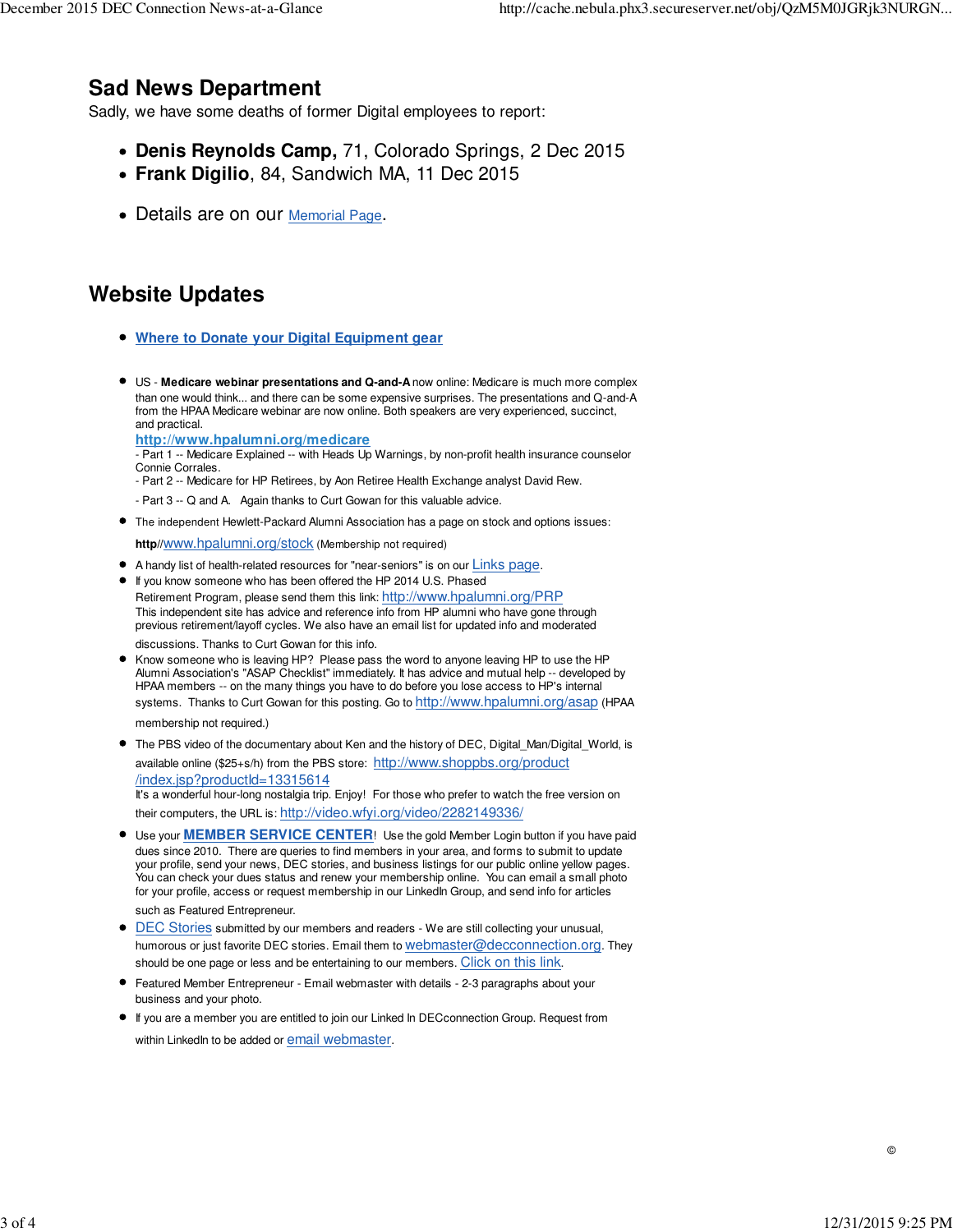## Sad News Department

Sadly, we have some deaths of former Digital employees to report:

- **Denis Reynolds Camp,** 71, Colorado Springs, 2 Dec 2015
- **Frank Digilio**, 84, Sandwich MA, 11 Dec 2015

- Details are on our Memorial Page.

## Website Updates

- **Where to Donate your Digital Equipment gear**

- US - **Medicare webinar presentations and Q-and-A** now online: Medicare is much more complex than one would think... and there can be some expensive surprises. The presentations and Q-and-A from the HPAA Medicare webinar are now online. Both speakers are very experienced, succinct, and practical.
  **http://www.hpalumni.org/medicare**
  - Part 1 -- Medicare Explained -- with Heads Up Warnings, by non-profit health insurance counselor Connie Corrales.
  - Part 2 -- Medicare for HP Retirees, by Aon Retiree Health Exchange analyst David Rew.
  - Part 3 -- Q and A. Again thanks to Curt Gowan for this valuable advice.
- The independent Hewlett-Packard Alumni Association has a page on stock and options issues:
  **http**//www.hpalumni.org/stock (Membership not required)
- A handy list of health-related resources for "near-seniors" is on our Links page.
- If you know someone who has been offered the HP 2014 U.S. Phased Retirement Program, please send them this link: http://www.hpalumni.org/PRP
  This independent site has advice and reference info from HP alumni who have gone through previous retirement/layoff cycles. We also have an email list for updated info and moderated discussions. Thanks to Curt Gowan for this info.
- Know someone who is leaving HP? Please pass the word to anyone leaving HP to use the HP Alumni Association's "ASAP Checklist" immediately. It has advice and mutual help -- developed by HPAA members -- on the many things you have to do before you lose access to HP's internal systems. Thanks to Curt Gowan for this posting. Go to http://www.hpalumni.org/asap (HPAA membership not required.)
- The PBS video of the documentary about Ken and the history of DEC, Digital_Man/Digital_World, is available online ($25+s/h) from the PBS store: http://www.shoppbs.org/product/index.jsp?productId=13315614
  It's a wonderful hour-long nostalgia trip. Enjoy! For those who prefer to watch the free version on their computers, the URL is: http://video.wfyi.org/video/2282149336/
- Use your **MEMBER SERVICE CENTER**! Use the gold Member Login button if you have paid dues since 2010. There are queries to find members in your area, and forms to submit to update your profile, send your news, DEC stories, and business listings for our public online yellow pages. You can check your dues status and renew your membership online. You can email a small photo for your profile, access or request membership in our LinkedIn Group, and send info for articles such as Featured Entrepreneur.
- DEC Stories submitted by our members and readers - We are still collecting your unusual, humorous or just favorite DEC stories. Email them to webmaster@decconnection.org. They should be one page or less and be entertaining to our members. Click on this link.
- Featured Member Entrepreneur - Email webmaster with details - 2-3 paragraphs about your business and your photo.
- If you are a member you are entitled to join our Linked In DECconnection Group. Request from within LinkedIn to be added or email webmaster.

©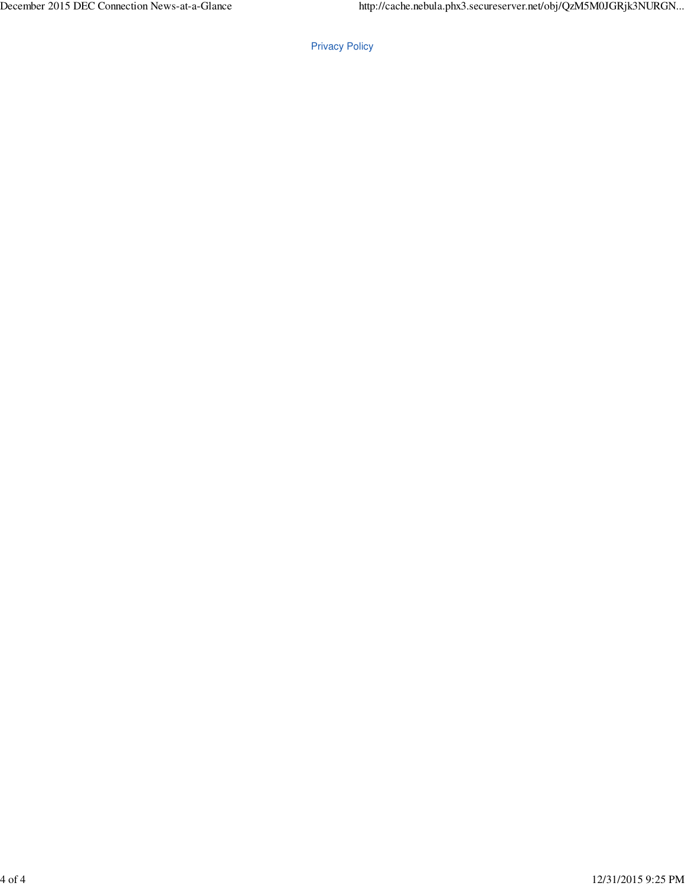Privacy Policy